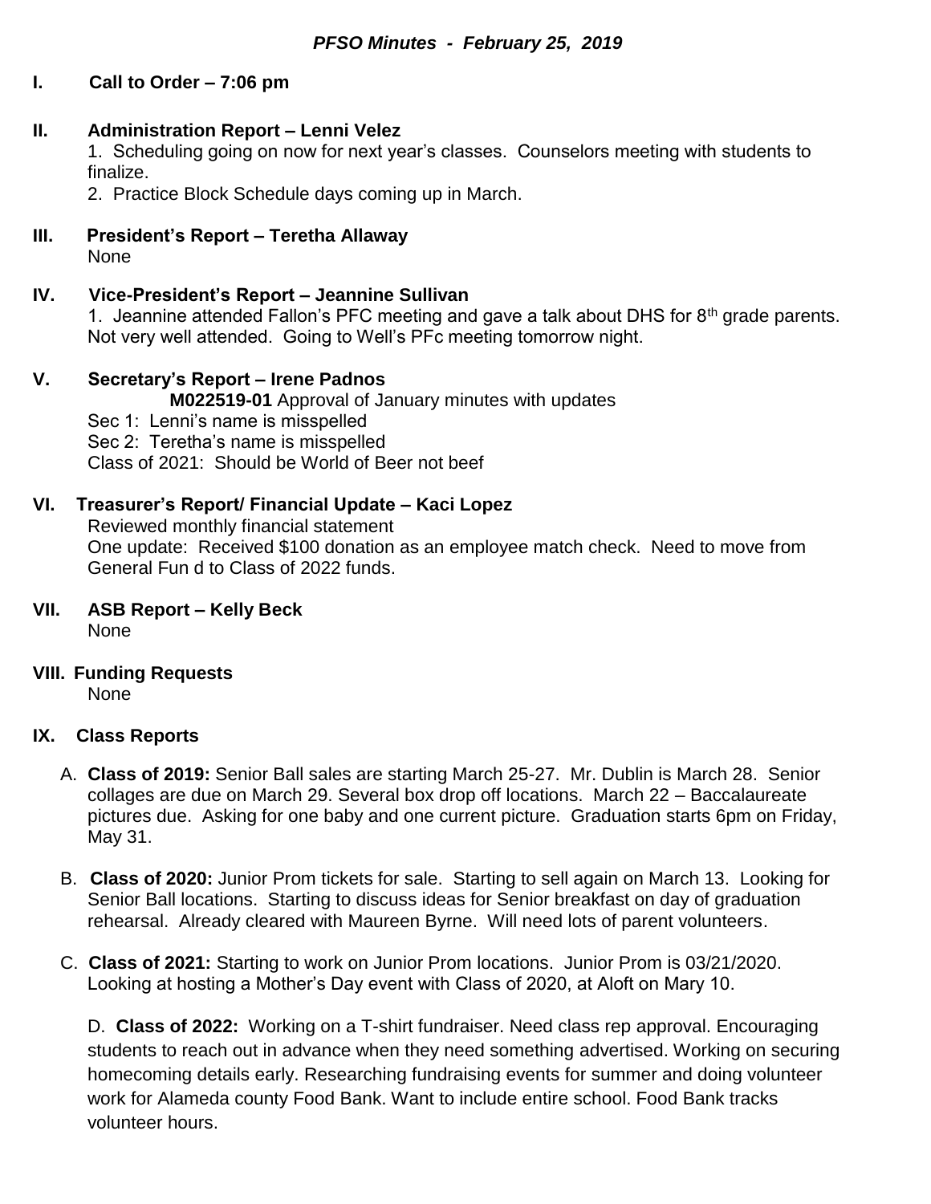# *PFSO Minutes - February 25, 2019*

## I. Call to Order – 7:06 pm

## II. Administration Report – Lenni Velez

1. Scheduling going on now for next year's classes. Counselors meeting with students to finalize.
2. Practice Block Schedule days coming up in March.

## III. President's Report – Teretha Allaway

None

## IV. Vice-President's Report – Jeannine Sullivan

1. Jeannine attended Fallon's PFC meeting and gave a talk about DHS for 8th grade parents. Not very well attended. Going to Well's PFc meeting tomorrow night.

## V. Secretary's Report – Irene Padnos

**M022519-01** Approval of January minutes with updates

Sec 1: Lenni's name is misspelled

Sec 2: Teretha's name is misspelled

Class of 2021: Should be World of Beer not beef

## VI. Treasurer's Report/ Financial Update – Kaci Lopez

Reviewed monthly financial statement

One update: Received $100 donation as an employee match check. Need to move from General Fun d to Class of 2022 funds.

## VII. ASB Report – Kelly Beck

None

## VIII. Funding Requests

None

## IX. Class Reports

A. **Class of 2019:** Senior Ball sales are starting March 25-27. Mr. Dublin is March 28. Senior collages are due on March 29. Several box drop off locations. March 22 – Baccalaureate pictures due. Asking for one baby and one current picture. Graduation starts 6pm on Friday, May 31.

B. **Class of 2020:** Junior Prom tickets for sale. Starting to sell again on March 13. Looking for Senior Ball locations. Starting to discuss ideas for Senior breakfast on day of graduation rehearsal. Already cleared with Maureen Byrne. Will need lots of parent volunteers.

C. **Class of 2021:** Starting to work on Junior Prom locations. Junior Prom is 03/21/2020. Looking at hosting a Mother's Day event with Class of 2020, at Aloft on Mary 10.

D. **Class of 2022:** Working on a T-shirt fundraiser. Need class rep approval. Encouraging students to reach out in advance when they need something advertised. Working on securing homecoming details early. Researching fundraising events for summer and doing volunteer work for Alameda county Food Bank. Want to include entire school. Food Bank tracks volunteer hours.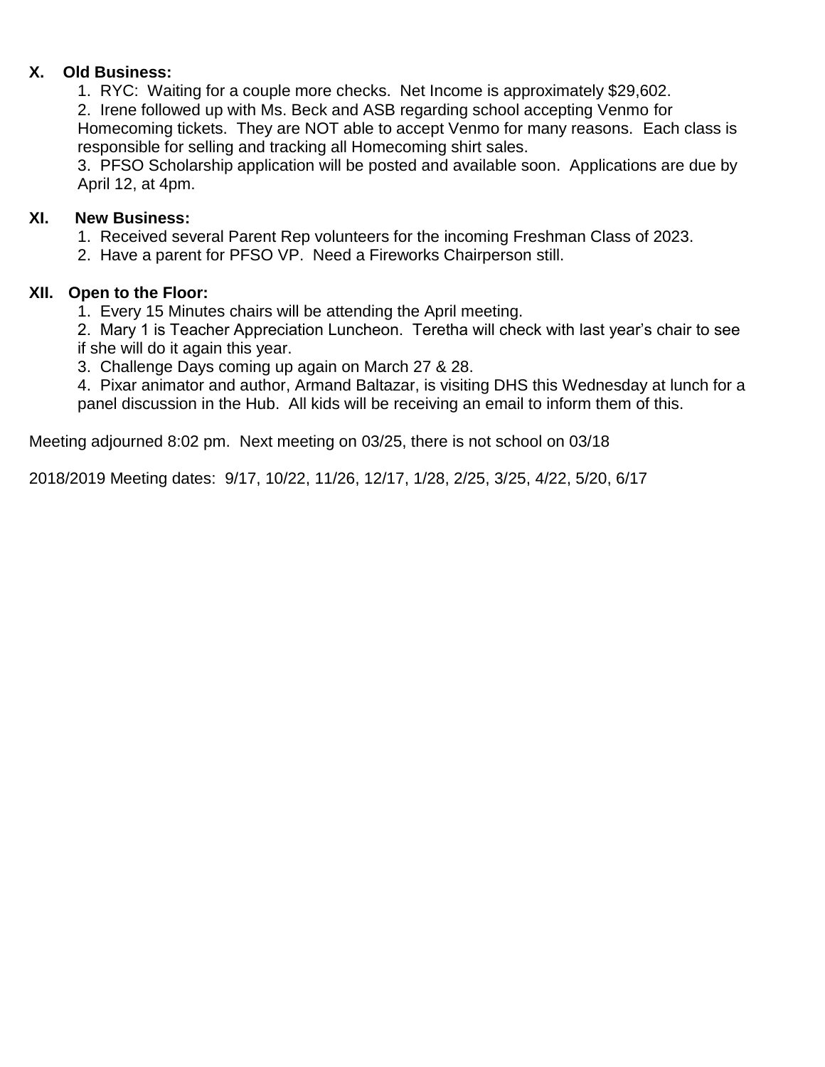### X. Old Business:

1. RYC: Waiting for a couple more checks. Net Income is approximately $29,602.
2. Irene followed up with Ms. Beck and ASB regarding school accepting Venmo for Homecoming tickets. They are NOT able to accept Venmo for many reasons. Each class is responsible for selling and tracking all Homecoming shirt sales.
3. PFSO Scholarship application will be posted and available soon. Applications are due by April 12, at 4pm.

### XI. New Business:

1. Received several Parent Rep volunteers for the incoming Freshman Class of 2023.
2. Have a parent for PFSO VP. Need a Fireworks Chairperson still.

### XII. Open to the Floor:

1. Every 15 Minutes chairs will be attending the April meeting.
2. Mary 1 is Teacher Appreciation Luncheon. Teretha will check with last year's chair to see if she will do it again this year.
3. Challenge Days coming up again on March 27 & 28.
4. Pixar animator and author, Armand Baltazar, is visiting DHS this Wednesday at lunch for a panel discussion in the Hub. All kids will be receiving an email to inform them of this.

Meeting adjourned 8:02 pm. Next meeting on 03/25, there is not school on 03/18

2018/2019 Meeting dates: 9/17, 10/22, 11/26, 12/17, 1/28, 2/25, 3/25, 4/22, 5/20, 6/17